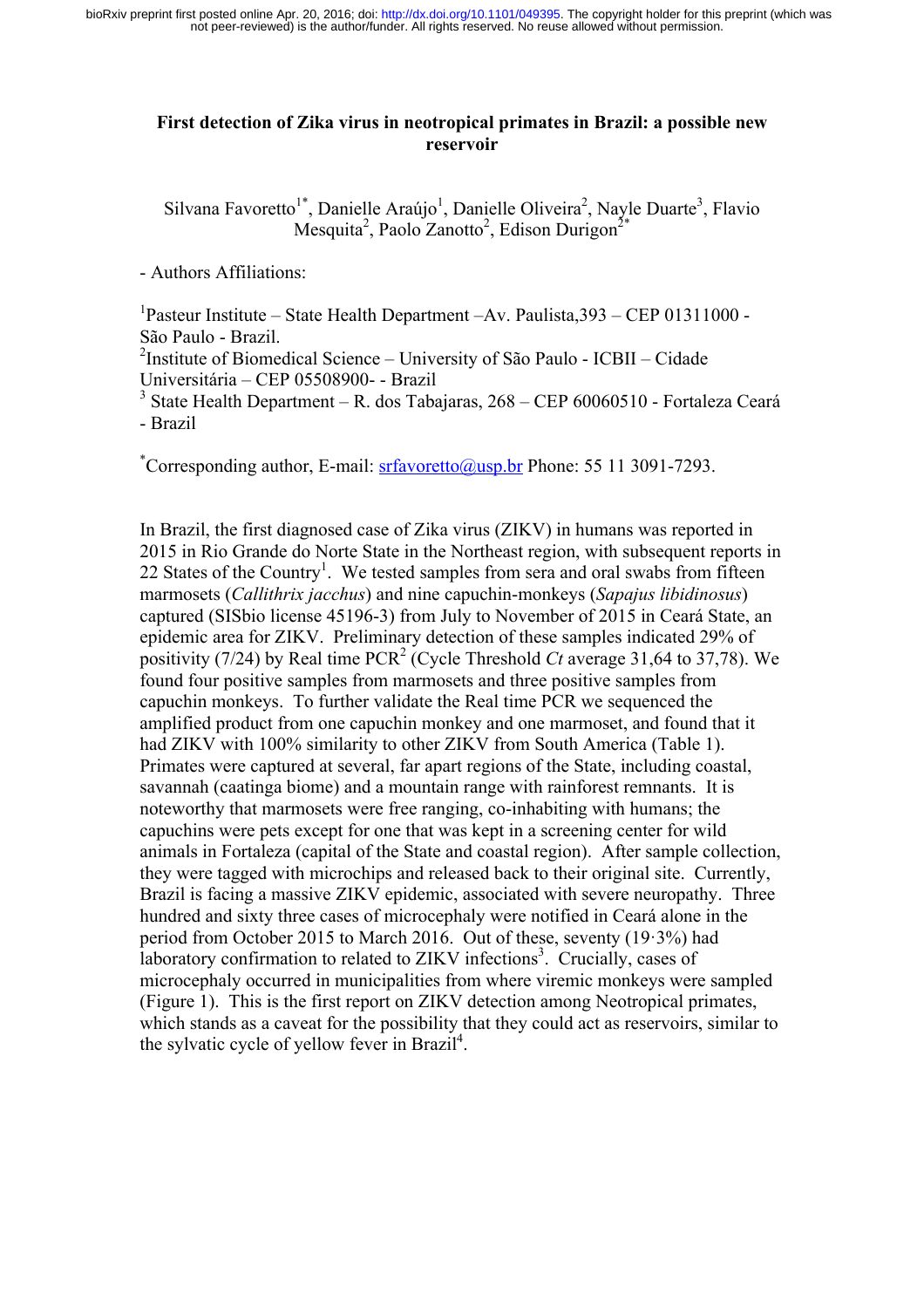# First detection of Zika virus in neotropical primates in Brazil: a possible new reservoir

Silvana Favoretto[1*], Danielle Araújo[1], Danielle Oliveira[2], Nayle Duarte[3], Flavio Mesquita[2], Paolo Zanotto[2], Edison Durigon[2*]

- Authors Affiliations:

[1]Pasteur Institute – State Health Department –Av. Paulista,393 – CEP 01311000 - São Paulo - Brazil.
[2]Institute of Biomedical Science – University of São Paulo - ICBII – Cidade Universitária – CEP 05508900- - Brazil
[3] State Health Department – R. dos Tabajaras, 268 – CEP 60060510 - Fortaleza Ceará - Brazil

[*]Corresponding author, E-mail: srfavoretto@usp.br Phone: 55 11 3091-7293.

In Brazil, the first diagnosed case of Zika virus (ZIKV) in humans was reported in 2015 in Rio Grande do Norte State in the Northeast region, with subsequent reports in 22 States of the Country[1]. We tested samples from sera and oral swabs from fifteen marmosets (*Callithrix jacchus*) and nine capuchin-monkeys (*Sapajus libidinosus*) captured (SISbio license 45196-3) from July to November of 2015 in Ceará State, an epidemic area for ZIKV. Preliminary detection of these samples indicated 29% of positivity (7/24) by Real time PCR[2] (Cycle Threshold *Ct* average 31,64 to 37,78). We found four positive samples from marmosets and three positive samples from capuchin monkeys. To further validate the Real time PCR we sequenced the amplified product from one capuchin monkey and one marmoset, and found that it had ZIKV with 100% similarity to other ZIKV from South America (Table 1). Primates were captured at several, far apart regions of the State, including coastal, savannah (caatinga biome) and a mountain range with rainforest remnants. It is noteworthy that marmosets were free ranging, co-inhabiting with humans; the capuchins were pets except for one that was kept in a screening center for wild animals in Fortaleza (capital of the State and coastal region). After sample collection, they were tagged with microchips and released back to their original site. Currently, Brazil is facing a massive ZIKV epidemic, associated with severe neuropathy. Three hundred and sixty three cases of microcephaly were notified in Ceará alone in the period from October 2015 to March 2016. Out of these, seventy (19·3%) had laboratory confirmation to related to ZIKV infections[3]. Crucially, cases of microcephaly occurred in municipalities from where viremic monkeys were sampled (Figure 1). This is the first report on ZIKV detection among Neotropical primates, which stands as a caveat for the possibility that they could act as reservoirs, similar to the sylvatic cycle of yellow fever in Brazil[4].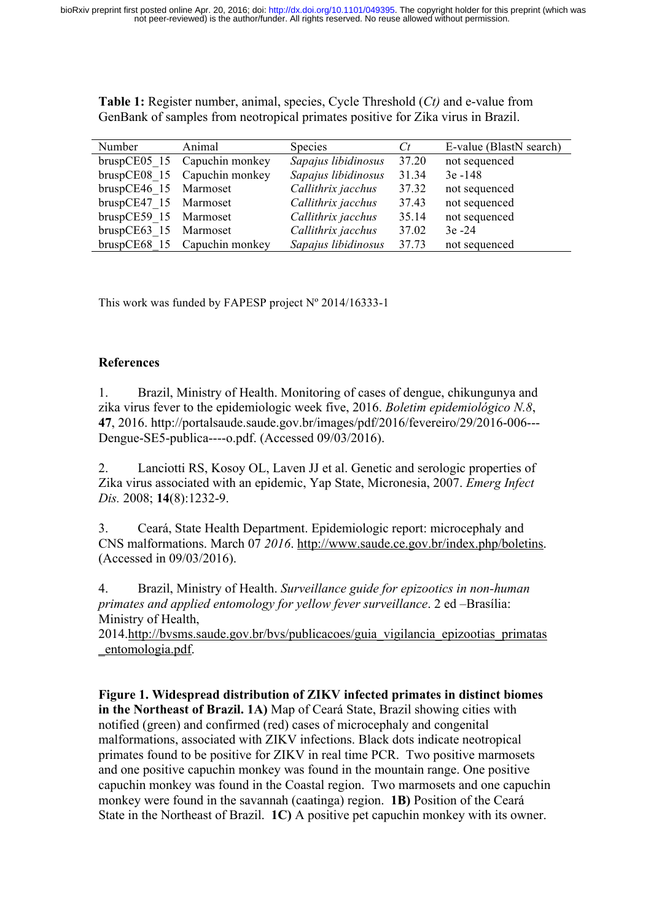**Table 1:** Register number, animal, species, Cycle Threshold (*Ct*) and e-value from GenBank of samples from neotropical primates positive for Zika virus in Brazil.

| Number | Animal | Species | *Ct* | E-value (BlastN search) |
|---|---|---|---|---|
| bruspCE05_15 | Capuchin monkey | *Sapajus libidinosus* | 37.20 | not sequenced |
| bruspCE08_15 | Capuchin monkey | *Sapajus libidinosus* | 31.34 | 3e -148 |
| bruspCE46_15 | Marmoset | *Callithrix jacchus* | 37.32 | not sequenced |
| bruspCE47_15 | Marmoset | *Callithrix jacchus* | 37.43 | not sequenced |
| bruspCE59_15 | Marmoset | *Callithrix jacchus* | 35.14 | not sequenced |
| bruspCE63_15 | Marmoset | *Callithrix jacchus* | 37.02 | 3e -24 |
| bruspCE68_15 | Capuchin monkey | *Sapajus libidinosus* | 37.73 | not sequenced |

This work was funded by FAPESP project Nº 2014/16333-1

## References

1. Brazil, Ministry of Health. Monitoring of cases of dengue, chikungunya and zika virus fever to the epidemiologic week five, 2016. *Boletim epidemiológico N.8*, **47**, 2016. http://portalsaude.saude.gov.br/images/pdf/2016/fevereiro/29/2016-006---Dengue-SE5-publica----o.pdf. (Accessed 09/03/2016).

2. Lanciotti RS, Kosoy OL, Laven JJ et al. Genetic and serologic properties of Zika virus associated with an epidemic, Yap State, Micronesia, 2007. *Emerg Infect Dis.* 2008; **14**(8):1232-9.

3. Ceará, State Health Department. Epidemiologic report: microcephaly and CNS malformations. March 07 *2016*. http://www.saude.ce.gov.br/index.php/boletins. (Accessed in 09/03/2016).

4. Brazil, Ministry of Health. *Surveillance guide for epizootics in non-human primates and applied entomology for yellow fever surveillance*. 2 ed –Brasília: Ministry of Health, 2014.http://bvsms.saude.gov.br/bvs/publicacoes/guia_vigilancia_epizootias_primatas_entomologia.pdf.

**Figure 1. Widespread distribution of ZIKV infected primates in distinct biomes in the Northeast of Brazil. 1A)** Map of Ceará State, Brazil showing cities with notified (green) and confirmed (red) cases of microcephaly and congenital malformations, associated with ZIKV infections. Black dots indicate neotropical primates found to be positive for ZIKV in real time PCR. Two positive marmosets and one positive capuchin monkey was found in the mountain range. One positive capuchin monkey was found in the Coastal region. Two marmosets and one capuchin monkey were found in the savannah (caatinga) region. **1B)** Position of the Ceará State in the Northeast of Brazil. **1C)** A positive pet capuchin monkey with its owner.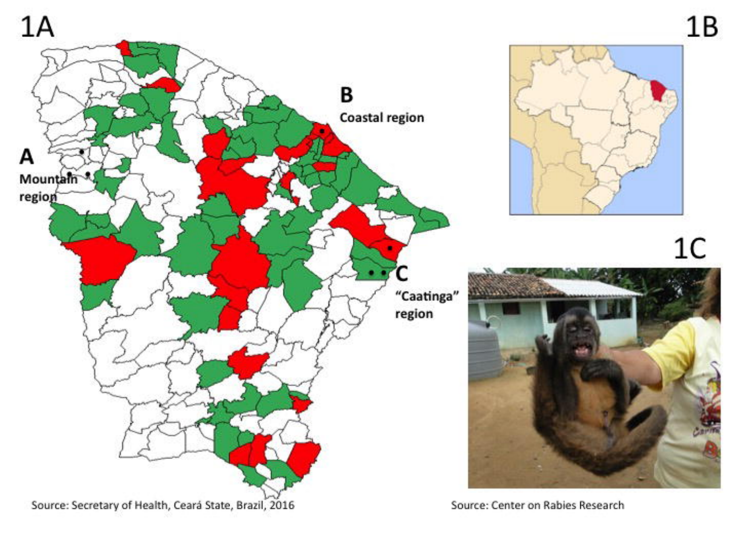1A

B

Coastal region

A

Mountain region

C

"Caatinga" region

Source: Secretary of Health, Ceará State, Brazil, 2016

1B

1C

Source: Center on Rabies Research